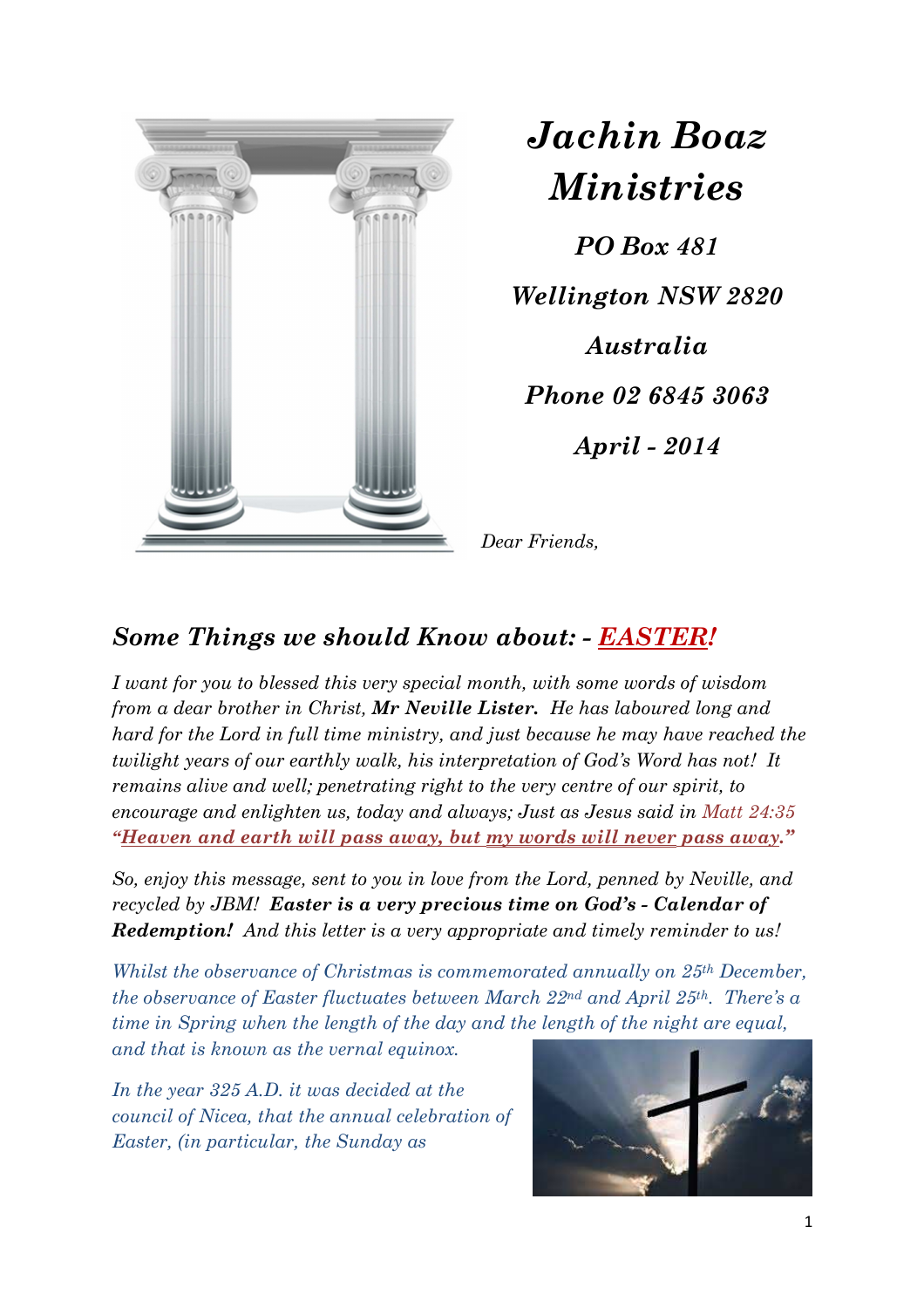# *Jachin Boaz Ministries*

***PO Box 481***

***Wellington NSW 2820***

***Australia***

***Phone 02 6845 3063***

***April - 2014***

*Dear Friends,*

## *Some Things we should Know about: - EASTER!*

*I want for you to blessed this very special month, with some words of wisdom from a dear brother in Christ, **Mr Neville Lister.** He has laboured long and hard for the Lord in full time ministry, and just because he may have reached the twilight years of our earthly walk, his interpretation of God's Word has not! It remains alive and well; penetrating right to the very centre of our spirit, to encourage and enlighten us, today and always; Just as Jesus said in Matt 24:35 **"Heaven and earth will pass away, but my words will never pass away."***

*So, enjoy this message, sent to you in love from the Lord, penned by Neville, and recycled by JBM! **Easter is a very precious time on God's - Calendar of Redemption!** And this letter is a very appropriate and timely reminder to us!*

*Whilst the observance of Christmas is commemorated annually on 25th December, the observance of Easter fluctuates between March 22nd and April 25th. There's a time in Spring when the length of the day and the length of the night are equal, and that is known as the vernal equinox.*

*In the year 325 A.D. it was decided at the council of Nicea, that the annual celebration of Easter, (in particular, the Sunday as*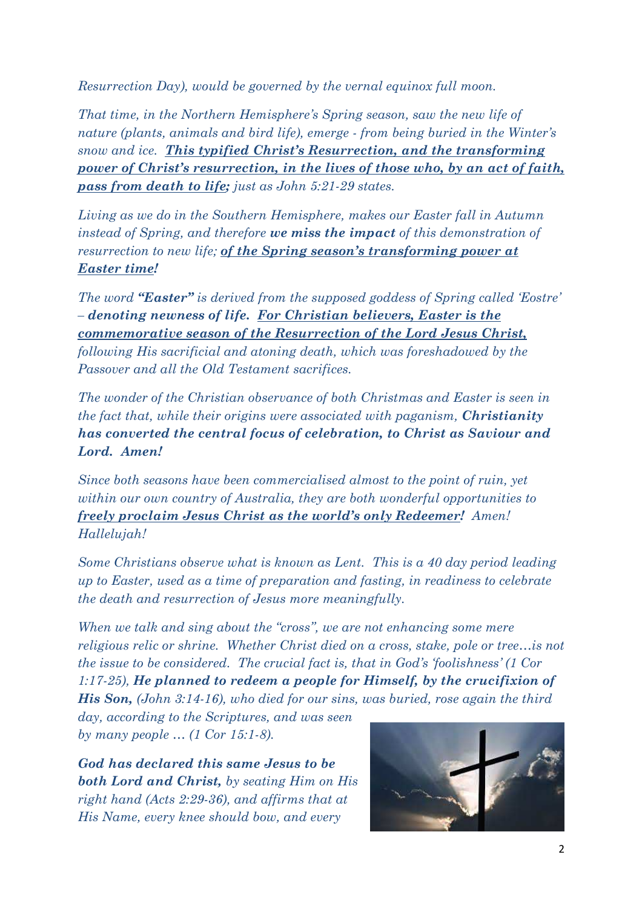*Resurrection Day), would be governed by the vernal equinox full moon.*

*That time, in the Northern Hemisphere's Spring season, saw the new life of nature (plants, animals and bird life), emerge - from being buried in the Winter's snow and ice.* ***This typified Christ's Resurrection, and the transforming power of Christ's resurrection, in the lives of those who, by an act of faith, pass from death to life;*** *just as John 5:21-29 states.*

*Living as we do in the Southern Hemisphere, makes our Easter fall in Autumn instead of Spring, and therefore* ***we miss the impact*** *of this demonstration of resurrection to new life;* ***of the Spring season's transforming power at Easter time!***

*The word* ***"Easter"*** *is derived from the supposed goddess of Spring called 'Eostre' –* ***denoting newness of life. For Christian believers, Easter is the commemorative season of the Resurrection of the Lord Jesus Christ,*** *following His sacrificial and atoning death, which was foreshadowed by the Passover and all the Old Testament sacrifices.*

*The wonder of the Christian observance of both Christmas and Easter is seen in the fact that, while their origins were associated with paganism,* ***Christianity has converted the central focus of celebration, to Christ as Saviour and Lord. Amen!***

*Since both seasons have been commercialised almost to the point of ruin, yet within our own country of Australia, they are both wonderful opportunities to* ***freely proclaim Jesus Christ as the world's only Redeemer!*** *Amen! Hallelujah!*

*Some Christians observe what is known as Lent. This is a 40 day period leading up to Easter, used as a time of preparation and fasting, in readiness to celebrate the death and resurrection of Jesus more meaningfully.*

*When we talk and sing about the "cross", we are not enhancing some mere religious relic or shrine. Whether Christ died on a cross, stake, pole or tree…is not the issue to be considered. The crucial fact is, that in God's 'foolishness' (1 Cor 1:17-25),* ***He planned to redeem a people for Himself, by the crucifixion of His Son,*** *(John 3:14-16), who died for our sins, was buried, rose again the third day, according to the Scriptures, and was seen by many people … (1 Cor 15:1-8).*

***God has declared this same Jesus to be both Lord and Christ,*** *by seating Him on His right hand (Acts 2:29-36), and affirms that at His Name, every knee should bow, and every*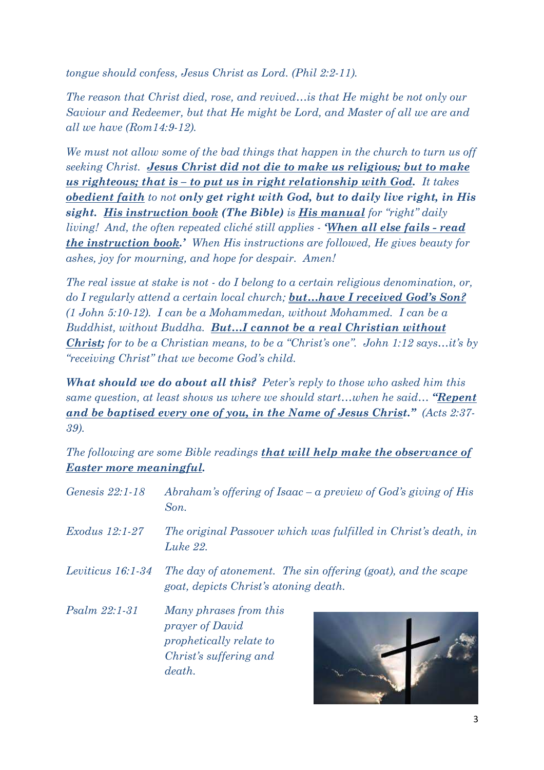*tongue should confess, Jesus Christ as Lord. (Phil 2:2-11).*

*The reason that Christ died, rose, and revived…is that He might be not only our Saviour and Redeemer, but that He might be Lord, and Master of all we are and all we have (Rom14:9-12).*

*We must not allow some of the bad things that happen in the church to turn us off seeking Christ.* ***<u>Jesus Christ did not die to make us religious; but to make us righteous; that is – to put us in right relationship with God</u>.*** *It takes* ***<u>obedient faith</u>*** *to not* ***only get right with God, but to daily live right, in His sight.*** ***<u>His instruction book</u> (The Bible)*** *is* ***<u>His manual</u>*** *for "right" daily living! And, the often repeated cliché still applies -* ***'<u>When all else fails - read the instruction book</u>.'*** *When His instructions are followed, He gives beauty for ashes, joy for mourning, and hope for despair. Amen!*

*The real issue at stake is not - do I belong to a certain religious denomination, or, do I regularly attend a certain local church;* ***<u>but…have I received God's Son?</u>*** *(1 John 5:10-12). I can be a Mohammedan, without Mohammed. I can be a Buddhist, without Buddha.* ***<u>But…I cannot be a real Christian without Christ;</u>*** *for to be a Christian means, to be a "Christ's one". John 1:12 says…it's by "receiving Christ" that we become God's child.*

***What should we do about all this?*** *Peter's reply to those who asked him this same question, at least shows us where we should start…when he said…* ***"<u>Repent and be baptised every one of you, in the Name of Jesus Christ</u>."*** *(Acts 2:37-39).*

*The following are some Bible readings* ***<u>that will help make the observance of Easter more meaningful</u>.***

| | |
|---|---|
| *Genesis 22:1-18* | *Abraham's offering of Isaac – a preview of God's giving of His Son.* |
| *Exodus 12:1-27* | *The original Passover which was fulfilled in Christ's death, in Luke 22.* |
| *Leviticus 16:1-34* | *The day of atonement. The sin offering (goat), and the scape goat, depicts Christ's atoning death.* |
| *Psalm 22:1-31* | *Many phrases from this prayer of David prophetically relate to Christ's suffering and death.* |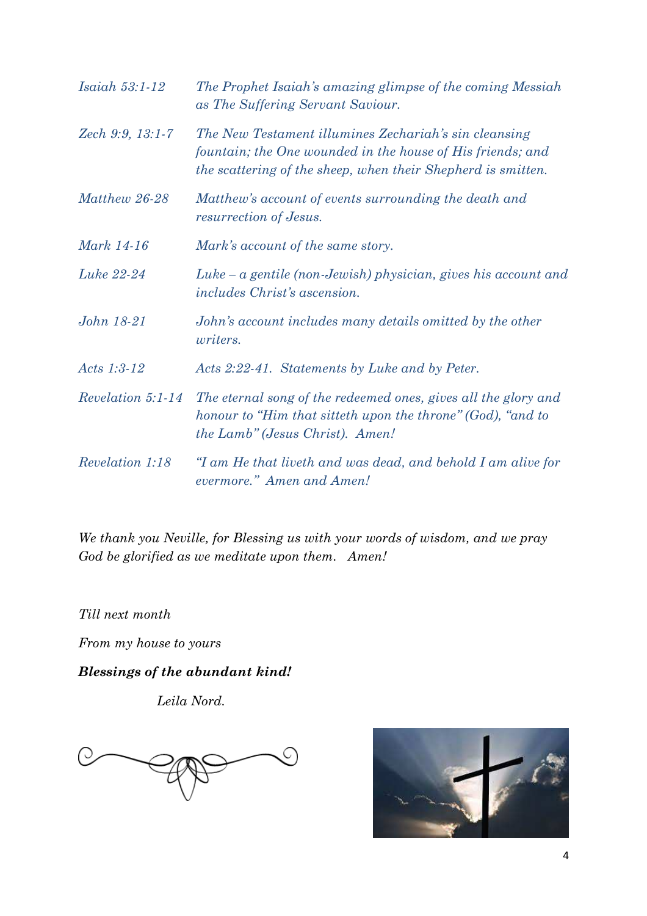| | |
|---|---|
| *Isaiah 53:1-12* | *The Prophet Isaiah's amazing glimpse of the coming Messiah as The Suffering Servant Saviour.* |
| *Zech 9:9, 13:1-7* | *The New Testament illumines Zechariah's sin cleansing fountain; the One wounded in the house of His friends; and the scattering of the sheep, when their Shepherd is smitten.* |
| *Matthew 26-28* | *Matthew's account of events surrounding the death and resurrection of Jesus.* |
| *Mark 14-16* | *Mark's account of the same story.* |
| *Luke 22-24* | *Luke – a gentile (non-Jewish) physician, gives his account and includes Christ's ascension.* |
| *John 18-21* | *John's account includes many details omitted by the other writers.* |
| *Acts 1:3-12* | *Acts 2:22-41. Statements by Luke and by Peter.* |
| *Revelation 5:1-14* | *The eternal song of the redeemed ones, gives all the glory and honour to "Him that sitteth upon the throne" (God), "and to the Lamb" (Jesus Christ). Amen!* |
| *Revelation 1:18* | *"I am He that liveth and was dead, and behold I am alive for evermore." Amen and Amen!* |

*We thank you Neville, for Blessing us with your words of wisdom, and we pray God be glorified as we meditate upon them. Amen!*

*Till next month*

*From my house to yours*

***Blessings of the abundant kind!***

*Leila Nord.*